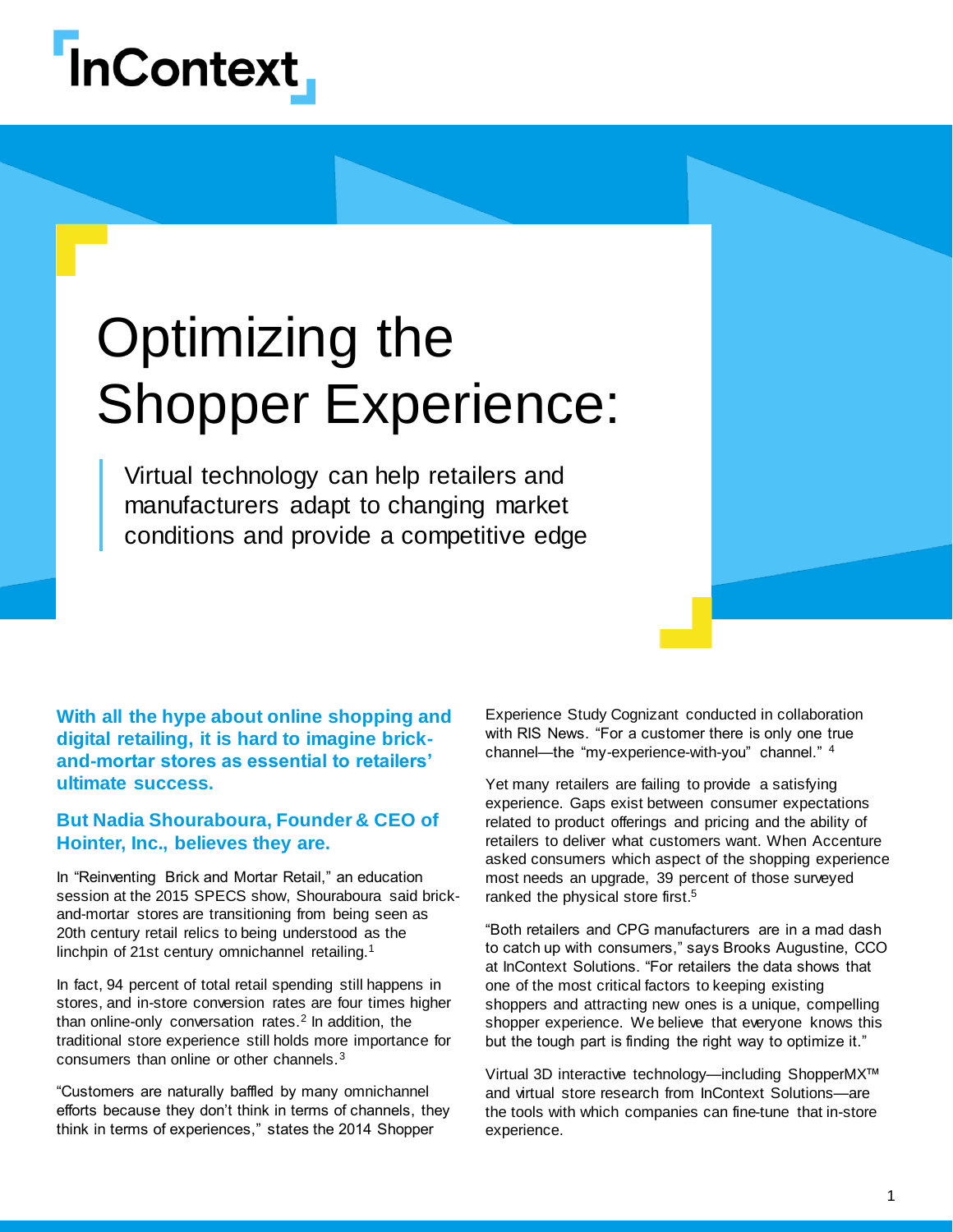InContext

# Optimizing the Shopper Experience:

Virtual technology can help retailers and manufacturers adapt to changing market conditions and provide a competitive edge

**With all the hype about online shopping and digital retailing, it is hard to imagine brick-and-mortar stores as essential to retailers' ultimate success.**

**But Nadia Shouraboura, Founder & CEO of Hointer, Inc., believes they are.**

In "Reinventing Brick and Mortar Retail," an education session at the 2015 SPECS show, Shouraboura said brick-and-mortar stores are transitioning from being seen as 20th century retail relics to being understood as the linchpin of 21st century omnichannel retailing.[1]

In fact, 94 percent of total retail spending still happens in stores, and in-store conversion rates are four times higher than online-only conversation rates.[2] In addition, the traditional store experience still holds more importance for consumers than online or other channels.[3]

"Customers are naturally baffled by many omnichannel efforts because they don't think in terms of channels, they think in terms of experiences," states the 2014 Shopper Experience Study Cognizant conducted in collaboration with RIS News. "For a customer there is only one true channel—the "my-experience-with-you" channel." [4]

Yet many retailers are failing to provide a satisfying experience. Gaps exist between consumer expectations related to product offerings and pricing and the ability of retailers to deliver what customers want. When Accenture asked consumers which aspect of the shopping experience most needs an upgrade, 39 percent of those surveyed ranked the physical store first.[5]

"Both retailers and CPG manufacturers are in a mad dash to catch up with consumers," says Brooks Augustine, CCO at InContext Solutions. "For retailers the data shows that one of the most critical factors to keeping existing shoppers and attracting new ones is a unique, compelling shopper experience. We believe that everyone knows this but the tough part is finding the right way to optimize it."

Virtual 3D interactive technology—including ShopperMX™ and virtual store research from InContext Solutions—are the tools with which companies can fine-tune that in-store experience.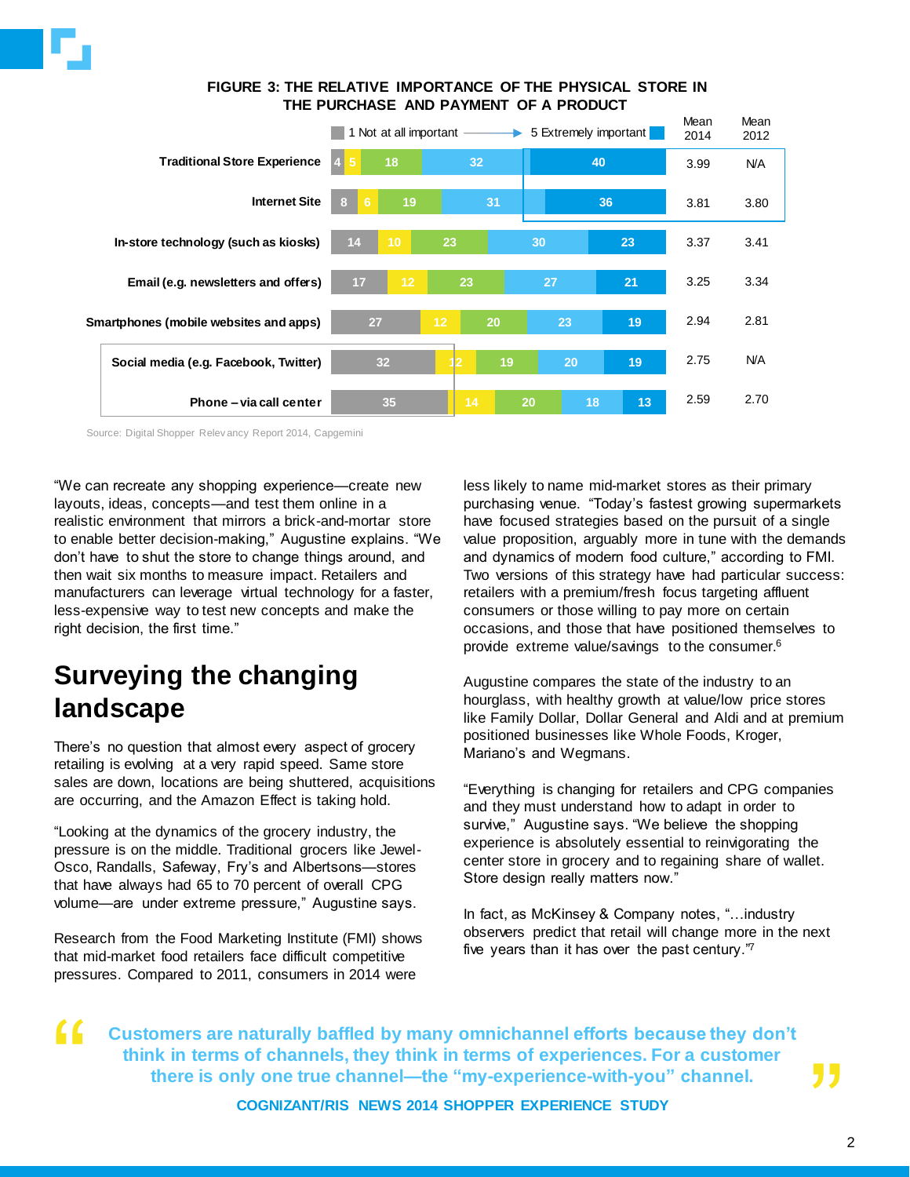**FIGURE 3: THE RELATIVE IMPORTANCE OF THE PHYSICAL STORE IN THE PURCHASE AND PAYMENT OF A PRODUCT**

| | 1 Not at all important | 2 | 3 | 4 | 5 Extremely important | Mean 2014 | Mean 2012 |
|---|---|---|---|---|---|---|---|
| Traditional Store Experience | 4 | 5 | 18 | 32 | 40 | 3.99 | N/A |
| Internet Site | 8 | 6 | 19 | 31 | 36 | 3.81 | 3.80 |
| In-store technology (such as kiosks) | 14 | 10 | 23 | 30 | 23 | 3.37 | 3.41 |
| Email (e.g. newsletters and offers) | 17 | 12 | 23 | 27 | 21 | 3.25 | 3.34 |
| Smartphones (mobile websites and apps) | 27 | 12 | 20 | 23 | 19 | 2.94 | 2.81 |
| Social media (e.g. Facebook, Twitter) | 32 | 12 | 19 | 20 | 19 | 2.75 | N/A |
| Phone – via call center | 35 | 14 | 20 | 18 | 13 | 2.59 | 2.70 |

Source: Digital Shopper Relevancy Report 2014, Capgemini

"We can recreate any shopping experience—create new layouts, ideas, concepts—and test them online in a realistic environment that mirrors a brick-and-mortar store to enable better decision-making," Augustine explains. "We don't have to shut the store to change things around, and then wait six months to measure impact. Retailers and manufacturers can leverage virtual technology for a faster, less-expensive way to test new concepts and make the right decision, the first time."

## Surveying the changing landscape

There's no question that almost every aspect of grocery retailing is evolving at a very rapid speed. Same store sales are down, locations are being shuttered, acquisitions are occurring, and the Amazon Effect is taking hold.

"Looking at the dynamics of the grocery industry, the pressure is on the middle. Traditional grocers like Jewel-Osco, Randalls, Safeway, Fry's and Albertsons—stores that have always had 65 to 70 percent of overall CPG volume—are under extreme pressure," Augustine says.

Research from the Food Marketing Institute (FMI) shows that mid-market food retailers face difficult competitive pressures. Compared to 2011, consumers in 2014 were less likely to name mid-market stores as their primary purchasing venue. "Today's fastest growing supermarkets have focused strategies based on the pursuit of a single value proposition, arguably more in tune with the demands and dynamics of modern food culture," according to FMI. Two versions of this strategy have had particular success: retailers with a premium/fresh focus targeting affluent consumers or those willing to pay more on certain occasions, and those that have positioned themselves to provide extreme value/savings to the consumer.[6]

Augustine compares the state of the industry to an hourglass, with healthy growth at value/low price stores like Family Dollar, Dollar General and Aldi and at premium positioned businesses like Whole Foods, Kroger, Mariano's and Wegmans.

"Everything is changing for retailers and CPG companies and they must understand how to adapt in order to survive," Augustine says. "We believe the shopping experience is absolutely essential to reinvigorating the center store in grocery and to regaining share of wallet. Store design really matters now."

In fact, as McKinsey & Company notes, "…industry observers predict that retail will change more in the next five years than it has over the past century."[7]

> **"Customers are naturally baffled by many omnichannel efforts because they don't think in terms of channels, they think in terms of experiences. For a customer there is only one true channel—the "my-experience-with-you" channel."**
>
> **COGNIZANT/RIS NEWS 2014 SHOPPER EXPERIENCE STUDY**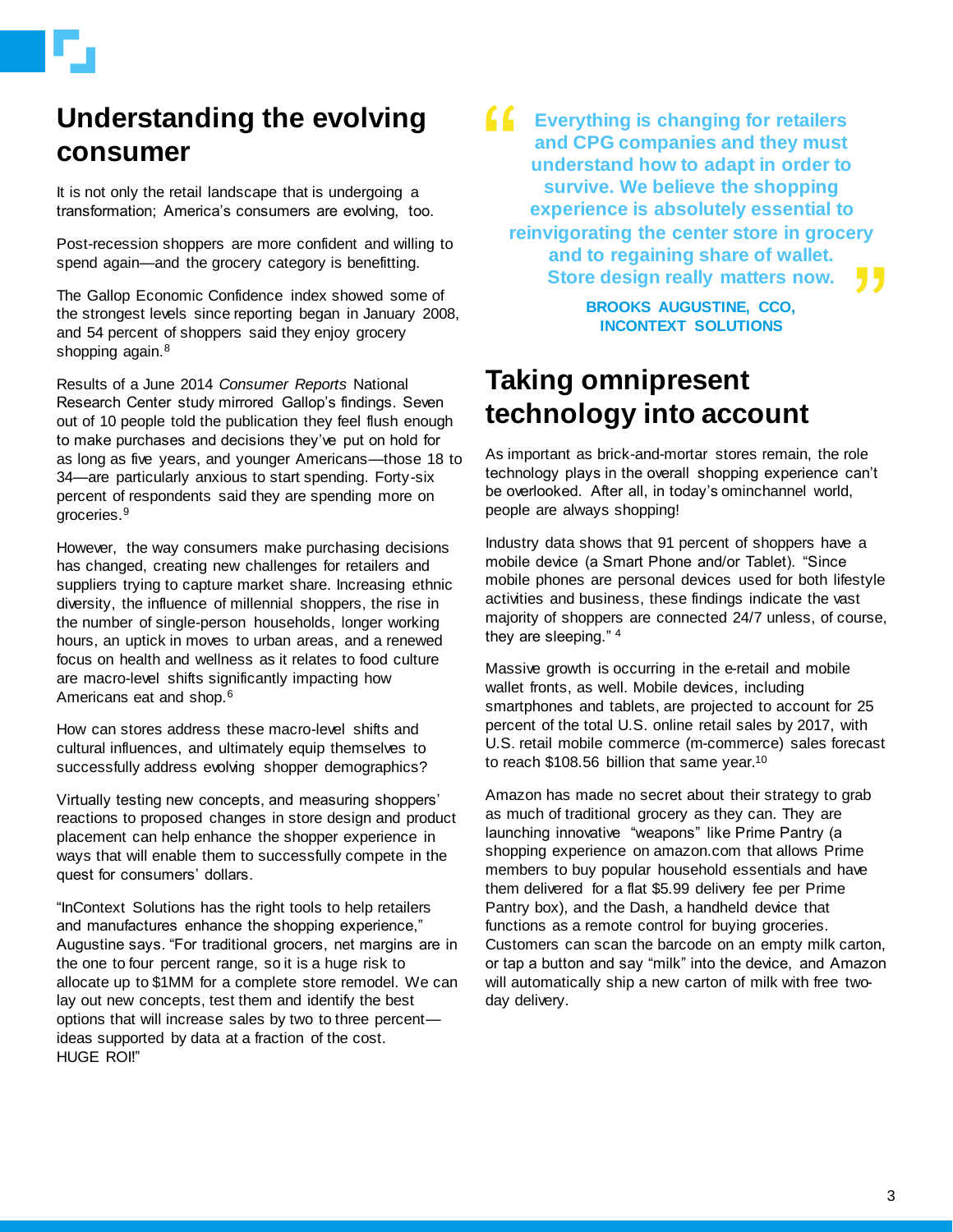## Understanding the evolving consumer

It is not only the retail landscape that is undergoing a transformation; America's consumers are evolving, too.

Post-recession shoppers are more confident and willing to spend again—and the grocery category is benefitting.

The Gallop Economic Confidence index showed some of the strongest levels since reporting began in January 2008, and 54 percent of shoppers said they enjoy grocery shopping again.[8]

Results of a June 2014 *Consumer Reports* National Research Center study mirrored Gallop's findings. Seven out of 10 people told the publication they feel flush enough to make purchases and decisions they've put on hold for as long as five years, and younger Americans—those 18 to 34—are particularly anxious to start spending. Forty-six percent of respondents said they are spending more on groceries.[9]

However, the way consumers make purchasing decisions has changed, creating new challenges for retailers and suppliers trying to capture market share. Increasing ethnic diversity, the influence of millennial shoppers, the rise in the number of single-person households, longer working hours, an uptick in moves to urban areas, and a renewed focus on health and wellness as it relates to food culture are macro-level shifts significantly impacting how Americans eat and shop.[6]

How can stores address these macro-level shifts and cultural influences, and ultimately equip themselves to successfully address evolving shopper demographics?

Virtually testing new concepts, and measuring shoppers' reactions to proposed changes in store design and product placement can help enhance the shopper experience in ways that will enable them to successfully compete in the quest for consumers' dollars.

"InContext Solutions has the right tools to help retailers and manufactures enhance the shopping experience," Augustine says. "For traditional grocers, net margins are in the one to four percent range, so it is a huge risk to allocate up to $1MM for a complete store remodel. We can lay out new concepts, test them and identify the best options that will increase sales by two to three percent—ideas supported by data at a fraction of the cost. HUGE ROI!"

> **Everything is changing for retailers and CPG companies and they must understand how to adapt in order to survive. We believe the shopping experience is absolutely essential to reinvigorating the center store in grocery and to regaining share of wallet. Store design really matters now.**
>
> **BROOKS AUGUSTINE, CCO, INCONTEXT SOLUTIONS**

## Taking omnipresent technology into account

As important as brick-and-mortar stores remain, the role technology plays in the overall shopping experience can't be overlooked. After all, in today's ominchannel world, people are always shopping!

Industry data shows that 91 percent of shoppers have a mobile device (a Smart Phone and/or Tablet). "Since mobile phones are personal devices used for both lifestyle activities and business, these findings indicate the vast majority of shoppers are connected 24/7 unless, of course, they are sleeping." [4]

Massive growth is occurring in the e-retail and mobile wallet fronts, as well. Mobile devices, including smartphones and tablets, are projected to account for 25 percent of the total U.S. online retail sales by 2017, with U.S. retail mobile commerce (m-commerce) sales forecast to reach $108.56 billion that same year.[10]

Amazon has made no secret about their strategy to grab as much of traditional grocery as they can. They are launching innovative "weapons" like Prime Pantry (a shopping experience on amazon.com that allows Prime members to buy popular household essentials and have them delivered for a flat $5.99 delivery fee per Prime Pantry box), and the Dash, a handheld device that functions as a remote control for buying groceries. Customers can scan the barcode on an empty milk carton, or tap a button and say "milk" into the device, and Amazon will automatically ship a new carton of milk with free two-day delivery.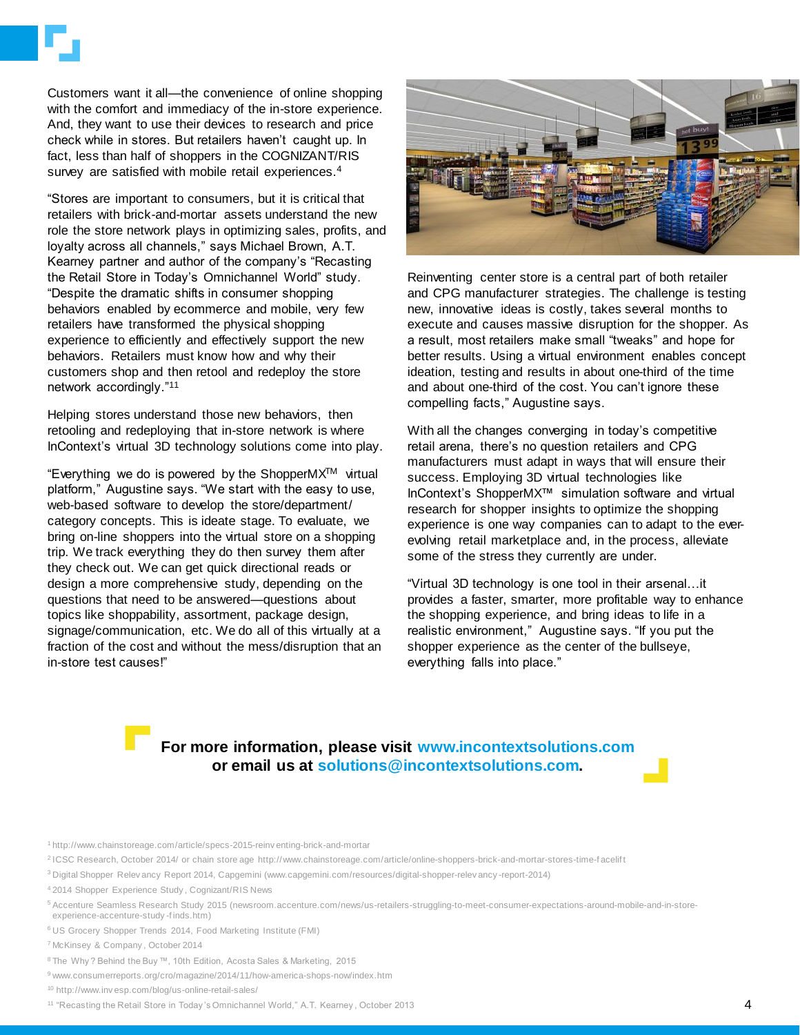Customers want it all—the convenience of online shopping with the comfort and immediacy of the in-store experience. And, they want to use their devices to research and price check while in stores. But retailers haven't caught up. In fact, less than half of shoppers in the COGNIZANT/RIS survey are satisfied with mobile retail experiences.[4]

"Stores are important to consumers, but it is critical that retailers with brick-and-mortar assets understand the new role the store network plays in optimizing sales, profits, and loyalty across all channels," says Michael Brown, A.T. Kearney partner and author of the company's "Recasting the Retail Store in Today's Omnichannel World" study. "Despite the dramatic shifts in consumer shopping behaviors enabled by ecommerce and mobile, very few retailers have transformed the physical shopping experience to efficiently and effectively support the new behaviors. Retailers must know how and why their customers shop and then retool and redeploy the store network accordingly."[11]

Helping stores understand those new behaviors, then retooling and redeploying that in-store network is where InContext's virtual 3D technology solutions come into play.

"Everything we do is powered by the ShopperMX™ virtual platform," Augustine says. "We start with the easy to use, web-based software to develop the store/department/category concepts. This is ideate stage. To evaluate, we bring on-line shoppers into the virtual store on a shopping trip. We track everything they do then survey them after they check out. We can get quick directional reads or design a more comprehensive study, depending on the questions that need to be answered—questions about topics like shoppability, assortment, package design, signage/communication, etc. We do all of this virtually at a fraction of the cost and without the mess/disruption that an in-store test causes!"

Reinventing center store is a central part of both retailer and CPG manufacturer strategies. The challenge is testing new, innovative ideas is costly, takes several months to execute and causes massive disruption for the shopper. As a result, most retailers make small "tweaks" and hope for better results. Using a virtual environment enables concept ideation, testing and results in about one-third of the time and about one-third of the cost. You can't ignore these compelling facts," Augustine says.

With all the changes converging in today's competitive retail arena, there's no question retailers and CPG manufacturers must adapt in ways that will ensure their success. Employing 3D virtual technologies like InContext's ShopperMX™ simulation software and virtual research for shopper insights to optimize the shopping experience is one way companies can to adapt to the ever-evolving retail marketplace and, in the process, alleviate some of the stress they currently are under.

"Virtual 3D technology is one tool in their arsenal…it provides a faster, smarter, more profitable way to enhance the shopping experience, and bring ideas to life in a realistic environment," Augustine says. "If you put the shopper experience as the center of the bullseye, everything falls into place."

**For more information, please visit www.incontextsolutions.com or email us at solutions@incontextsolutions.com.**

[1] http://www.chainstoreage.com/article/specs-2015-reinventing-brick-and-mortar

[2] ICSC Research, October 2014/ or chain store age http://www.chainstoreage.com/article/online-shoppers-brick-and-mortar-stores-time-facelift

[3] Digital Shopper Relevancy Report 2014, Capgemini (www.capgemini.com/resources/digital-shopper-relevancy-report-2014)

[4] 2014 Shopper Experience Study, Cognizant/RIS News

[5] Accenture Seamless Research Study 2015 (newsroom.accenture.com/news/us-retailers-struggling-to-meet-consumer-expectations-around-mobile-and-in-store-experience-accenture-study-finds.htm)

[6] US Grocery Shopper Trends 2014, Food Marketing Institute (FMI)

[7] McKinsey & Company, October 2014

[8] The Why? Behind the Buy™, 10th Edition, Acosta Sales & Marketing, 2015

[9] www.consumerreports.org/cro/magazine/2014/11/how-america-shops-now/index.htm

[10] http://www.invesp.com/blog/us-online-retail-sales/

[11] "Recasting the Retail Store in Today's Omnichannel World," A.T. Kearney, October 2013